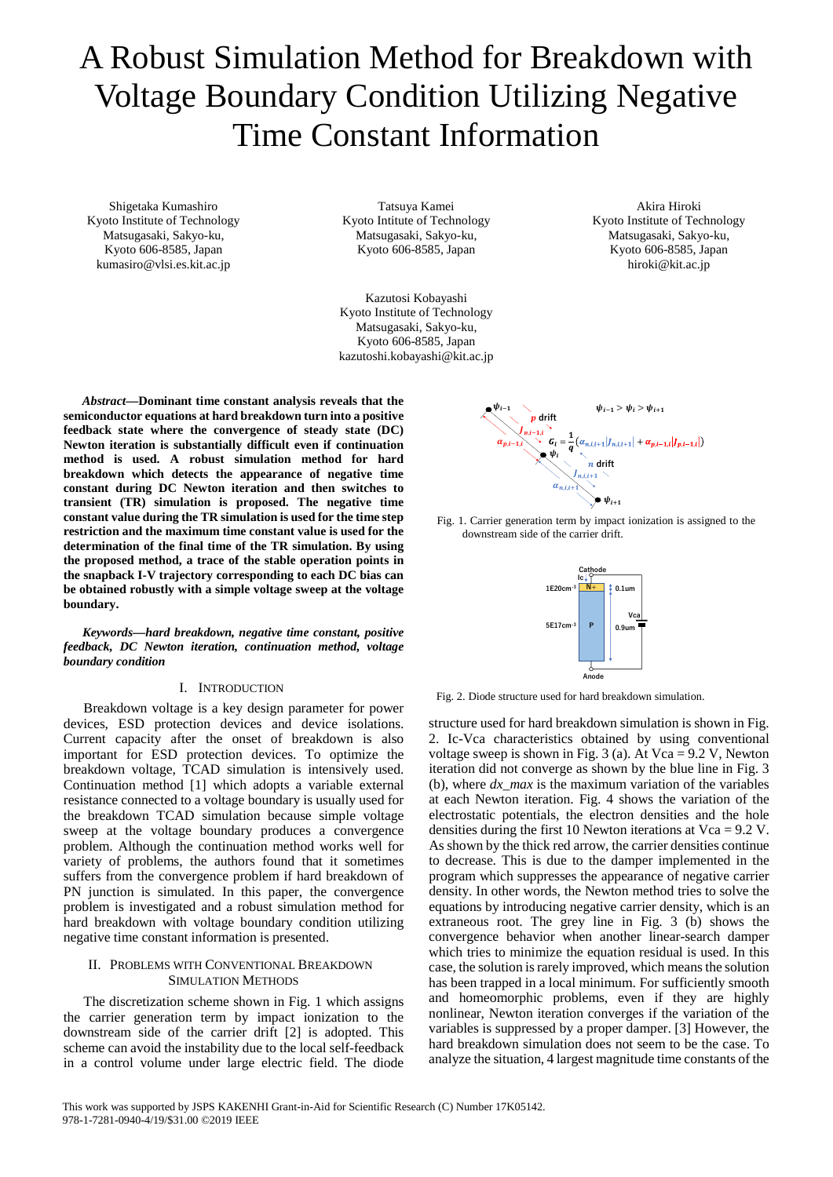# A Robust Simulation Method for Breakdown with Voltage Boundary Condition Utilizing Negative Time Constant Information

Shigetaka Kumashiro
Kyoto Institute of Technology
Matsugasaki, Sakyo-ku,
Kyoto 606-8585, Japan
kumasiro@vlsi.es.kit.ac.jp

Tatsuya Kamei
Kyoto Intitute of Technology
Matsugasaki, Sakyo-ku,
Kyoto 606-8585, Japan

Akira Hiroki
Kyoto Institute of Technology
Matsugasaki, Sakyo-ku,
Kyoto 606-8585, Japan
hiroki@kit.ac.jp

Kazutosi Kobayashi
Kyoto Institute of Technology
Matsugasaki, Sakyo-ku,
Kyoto 606-8585, Japan
kazutoshi.kobayashi@kit.ac.jp

***Abstract*—Dominant time constant analysis reveals that the semiconductor equations at hard breakdown turn into a positive feedback state where the convergence of steady state (DC) Newton iteration is substantially difficult even if continuation method is used. A robust simulation method for hard breakdown which detects the appearance of negative time constant during DC Newton iteration and then switches to transient (TR) simulation is proposed. The negative time constant value during the TR simulation is used for the time step restriction and the maximum time constant value is used for the determination of the final time of the TR simulation. By using the proposed method, a trace of the stable operation points in the snapback I-V trajectory corresponding to each DC bias can be obtained robustly with a simple voltage sweep at the voltage boundary.**

***Keywords—hard breakdown, negative time constant, positive feedback, DC Newton iteration, continuation method, voltage boundary condition***

## I. Introduction

Breakdown voltage is a key design parameter for power devices, ESD protection devices and device isolations. Current capacity after the onset of breakdown is also important for ESD protection devices. To optimize the breakdown voltage, TCAD simulation is intensively used. Continuation method [1] which adopts a variable external resistance connected to a voltage boundary is usually used for the breakdown TCAD simulation because simple voltage sweep at the voltage boundary produces a convergence problem. Although the continuation method works well for variety of problems, the authors found that it sometimes suffers from the convergence problem if hard breakdown of PN junction is simulated. In this paper, the convergence problem is investigated and a robust simulation method for hard breakdown with voltage boundary condition utilizing negative time constant information is presented.

## II. Problems with Conventional Breakdown Simulation Methods

The discretization scheme shown in Fig. 1 which assigns the carrier generation term by impact ionization to the downstream side of the carrier drift [2] is adopted. This scheme can avoid the instability due to the local self-feedback in a control volume under large electric field. The diode

$\psi_{i-1}$
$\psi_{i-1} > \psi_i > \psi_{i+1}$
$p$ drift
$J_{p,i-1,i}$
$\alpha_{p,i-1,i}$
$G_i = \frac{1}{q}\left(\alpha_{n,i,i+1}|J_{n,i,i+1}| + \alpha_{p,i-1,i}|J_{p,i-1,i}|\right)$
$\psi_i$
$n$ drift
$J_{n,i,i+1}$
$\alpha_{n,i,i+1}$
$\psi_{i+1}$

Fig. 1. Carrier generation term by impact ionization is assigned to the downstream side of the carrier drift.

Cathode
Ic
1E20cm-3
N+
0.1um
Vca
5E17cm-3
P
0.9um
Anode

Fig. 2. Diode structure used for hard breakdown simulation.

structure used for hard breakdown simulation is shown in Fig. 2. Ic-Vca characteristics obtained by using conventional voltage sweep is shown in Fig. 3 (a). At Vca = 9.2 V, Newton iteration did not converge as shown by the blue line in Fig. 3 (b), where *dx_max* is the maximum variation of the variables at each Newton iteration. Fig. 4 shows the variation of the electrostatic potentials, the electron densities and the hole densities during the first 10 Newton iterations at Vca = 9.2 V. As shown by the thick red arrow, the carrier densities continue to decrease. This is due to the damper implemented in the program which suppresses the appearance of negative carrier density. In other words, the Newton method tries to solve the equations by introducing negative carrier density, which is an extraneous root. The grey line in Fig. 3 (b) shows the convergence behavior when another linear-search damper which tries to minimize the equation residual is used. In this case, the solution is rarely improved, which means the solution has been trapped in a local minimum. For sufficiently smooth and homeomorphic problems, even if they are highly nonlinear, Newton iteration converges if the variation of the variables is suppressed by a proper damper. [3] However, the hard breakdown simulation does not seem to be the case. To analyze the situation, 4 largest magnitude time constants of the

This work was supported by JSPS KAKENHI Grant-in-Aid for Scientific Research (C) Number 17K05142.
978-1-7281-0940-4/19/$31.00 ©2019 IEEE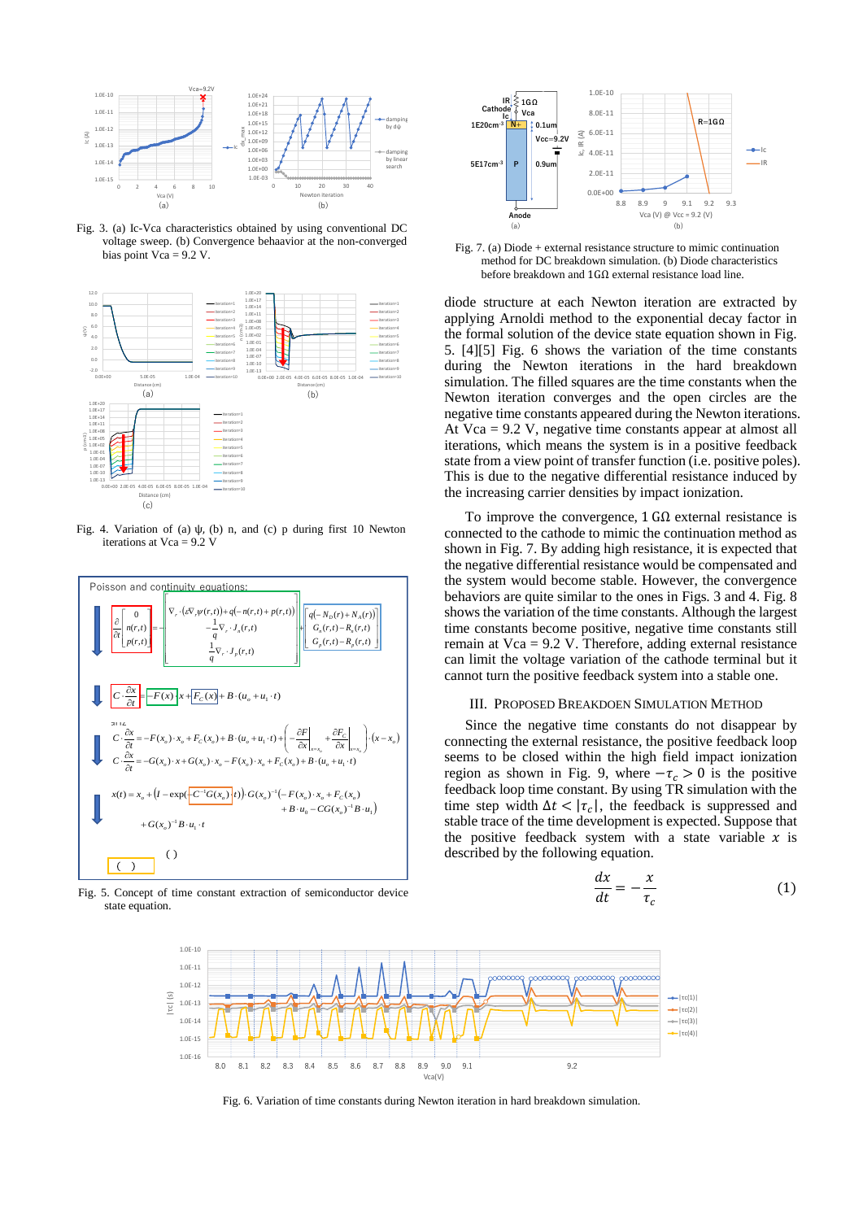1.0E-10
1.0E-11
1.0E-12
1.0E-13
1.0E-14
1.0E-15
Ic (A)
Vca=9.2V
0 2 4 6 8 10
Vca (V)
(a)

1.0E+24
1.0E+21
1.0E+18
1.0E+15
1.0E+12
1.0E+09
1.0E+06
1.0E+03
1.0E+00
1.0E-03
dx_max
0 10 20 30 40
Newton iteration
(b)
damping by dψ
damping by linear search

Fig. 3. (a) Ic-Vca characteristics obtained by using conventional DC voltage sweep. (b) Convergence behaavior at the non-converged bias point Vca = 9.2 V.

ψ (V)
Distance (cm)
(a)
n (cm-3)
Distance (cm)
(b)
p (cm-3)
Distance (cm)
(c)
iteration=1 … iteration=10

Fig. 4. Variation of (a) ψ, (b) n, and (c) p during first 10 Newton iterations at Vca = 9.2 V

Poisson and continuity equations:

$$\frac{\partial}{\partial t}\begin{pmatrix}0\\ n(r,t)\\ p(r,t)\end{pmatrix} = -\begin{pmatrix}\nabla_r\cdot(\varepsilon\nabla_r\psi(r,t))+q(-n(r,t)+p(r,t))\\ -\frac{1}{q}\nabla_r\cdot J_n(r,t)\\ \frac{1}{q}\nabla_r\cdot J_p(r,t)\end{pmatrix}+\begin{pmatrix}q(-N_D(r)+N_A(r))\\ G_n(r,t)-R_n(r,t)\\ G_p(r,t)-R_p(r,t)\end{pmatrix}$$

$$C\cdot\frac{\partial x}{\partial t} = -F(x)\cdot x + F_C(x) + B\cdot(u_o+u_1\cdot t)$$

$$C\cdot\frac{\partial x}{\partial t} = -F(x_o)\cdot x_o + F_C(x_o) + B\cdot(u_o+u_1\cdot t) + \left(-\frac{\partial F}{\partial x}\Big|_{x=x_o} + \frac{\partial F_C}{\partial x}\Big|_{x=x_o}\right)\cdot(x-x_o)$$

$$C\cdot\frac{\partial x}{\partial t} = -G(x_o)\cdot x + G(x_o)\cdot x_o - F(x_o)\cdot x_o + F_C(x_o) + B\cdot(u_o+u_1\cdot t)$$

$$x(t) = x_o + \left(I-\exp(-C^{-1}G(x_o)\cdot t)\right)\cdot G(x_o)^{-1}\left(-F(x_o)\cdot x_o + F_C(x_o) + B\cdot u_0 - CG(x_o)^{-1}B\cdot u_1\right) + G(x_o)^{-1}B\cdot u_1\cdot t$$

( )

( )

Fig. 5. Concept of time constant extraction of semiconductor device state equation.

IR
1GΩ
Cathode
Vca
Ic
1E20cm-3
N+
0.1um
Vcc=9.2V
5E17cm-3
P
0.9um
Anode
(a)

1.0E-10
8.0E-11
6.0E-11
4.0E-11
2.0E-11
0.0E+00
Ic, IR (A)
R=1GΩ
8.8 8.9 9 9.1 9.2 9.3
Vca (V) @ Vcc = 9.2 (V)
(b)
Ic
IR

Fig. 7. (a) Diode + external resistance structure to mimic continuation method for DC breakdown simulation. (b) Diode characteristics before breakdown and 1GΩ external resistance load line.

diode structure at each Newton iteration are extracted by applying Arnoldi method to the exponential decay factor in the formal solution of the device state equation shown in Fig. 5. [4][5] Fig. 6 shows the variation of the time constants during the Newton iterations in the hard breakdown simulation. The filled squares are the time constants when the Newton iteration converges and the open circles are the negative time constants appeared during the Newton iterations. At Vca = 9.2 V, negative time constants appear at almost all iterations, which means the system is in a positive feedback state from a view point of transfer function (i.e. positive poles). This is due to the negative differential resistance induced by the increasing carrier densities by impact ionization.

To improve the convergence, 1 GΩ external resistance is connected to the cathode to mimic the continuation method as shown in Fig. 7. By adding high resistance, it is expected that the negative differential resistance would be compensated and the system would become stable. However, the convergence behaviors are quite similar to the ones in Figs. 3 and 4. Fig. 8 shows the variation of the time constants. Although the largest time constants become positive, negative time constants still remain at Vca = 9.2 V. Therefore, adding external resistance can limit the voltage variation of the cathode terminal but it cannot turn the positive feedback system into a stable one.

## III. Proposed Breakdoen Simulation Method

Since the negative time constants do not disappear by connecting the external resistance, the positive feedback loop seems to be closed within the high field impact ionization region as shown in Fig. 9, where $-\tau_c > 0$ is the positive feedback loop time constant. By using TR simulation with the time step width $\Delta t < |\tau_c|$, the feedback is suppressed and stable trace of the time development is expected. Suppose that the positive feedback system with a state variable $x$ is described by the following equation.

$$\frac{dx}{dt} = -\frac{x}{\tau_c} \tag{1}$$

1.0E-10
1.0E-11
1.0E-12
1.0E-13
1.0E-14
1.0E-15
1.0E-16
|τc| (s)
8.0 8.1 8.2 8.3 8.4 8.5 8.6 8.7 8.8 8.9 9.0 9.1 9.2
Vca(V)
|τc(1)|
|τc(2)|
|τc(3)|
|τc(4)|

Fig. 6. Variation of time constants during Newton iteration in hard breakdown simulation.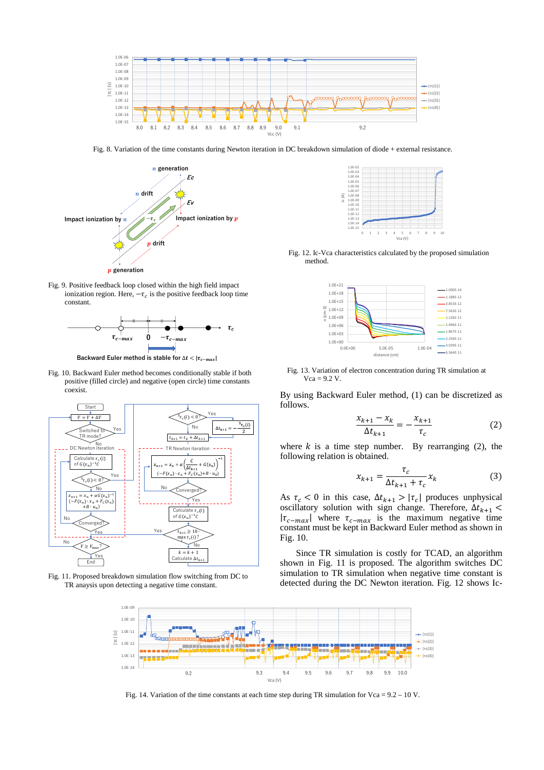1.0E-06
1.0E-07
1.0E-08
1.0E-09
1.0E-10
1.0E-11
1.0E-12
1.0E-13
1.0E-14
1.0E-15
|τc| (s)
8.0 8.1 8.2 8.3 8.4 8.5 8.6 8.7 8.8 8.9 9.0 9.1 9.2
Vcc (V)
|τc(1)|
|τc(2)|
|τc(3)|
|τc(4)|

Fig. 8. Variation of the time constants during Newton iteration in DC breakdown simulation of diode + external resistance.

n generation
Ec
n drift
Ev
Impact ionization by n
$-\tau_c$
Impact ionization by p
p drift
p generation

Fig. 9. Positive feedback loop closed within the high field impact ionization region. Here, $-\tau_c$ is the positive feedback loop time constant.

$\tau_{c-max}$ 0 $-\tau_{c-max}$ $\tau_c$

Backward Euler method is stable for $\Delta t < |\tau_{c-max}|$

Fig. 10. Backward Euler method becomes conditionally stable if both positive (filled circle) and negative (open circle) time constants coexist.

Start
$V = V + \Delta V$
Switched to TR mode?
Yes
No
DC Newton iteration
Calculate $\tau_c(i)$ of $G(x_n)^{-1}C$
${}^{\exists}\tau_c(i) < 0$?
Yes
No
$x_{n+1} = x_n + \alpha G(x_n)^{-1}(-F(x_n) \cdot x_n + F_C(x_n) + B \cdot u_0)$
No
Converged?
Yes
No
$V \geq V_{max}$?
Yes
End
${}^{\exists}\tau_c(i) < 0$?
Yes
No
$\Delta t_{k+1} = -\frac{{}^{\exists}\tau_c(i)}{2}$
$t_{k+1} = t_k + \Delta t_{k+1}$
TR Newton iteration
$x_{n+1} = x_n + \alpha\left(\frac{C}{\Delta t_{k+1}} + G(x_n)\right)^{-1}(-F(x_n) \cdot x_n + F_C(x_n) + B \cdot u_0)$
No
Converged?
Yes
Calculate $\tau_c(i)$ of $G(x_n)^{-1}C$
Yes
$t_{k+1} \geq 10 \cdot \max \tau_c(i)$?
No
$k = k + 1$
Calculate $\Delta t_{k+1}$

Fig. 11. Proposed breakdown simulation flow switching from DC to TR anaysis upon detecting a negative time constant.

1.0E-02
1.0E-03
1.0E-04
1.0E-05
1.0E-06
1.0E-07
1.0E-08
1.0E-09
1.0E-10
1.0E-11
1.0E-12
1.0E-13
1.0E-14
1.0E-15
Ic (A)
0 1 2 3 4 5 6 7 8 9 10
Vca (V)

Fig. 12. Ic-Vca characteristics calculated by the proposed simulation method.

1.0E+21
1.0E+18
1.0E+15
1.0E+12
1.0E+09
1.0E+06
1.0E+03
1.0E+00
n (cm-3)
0.0E+00 5.0E-05 1.0E-04
distance (cm)
1.000E-14
1.188E-12
3.853E-12
7.563E-12
1.126E-11
1.496E-11
1.867E-11
2.256E-11
3.039E-11
6.564E-11

Fig. 13. Variation of electron concentration during TR simulation at Vca = 9.2 V.

By using Backward Euler method, (1) can be discretized as follows.

$$\frac{x_{k+1} - x_k}{\Delta t_{k+1}} = -\frac{x_{k+1}}{\tau_c} \tag{2}$$

where $k$ is a time step number. By rearranging (2), the following relation is obtained.

$$x_{k+1} = \frac{\tau_c}{\Delta t_{k+1} + \tau_c} x_k \tag{3}$$

As $\tau_c < 0$ in this case, $\Delta t_{k+1} > |\tau_c|$ produces unphysical oscillatory solution with sign change. Therefore, $\Delta t_{k+1} < |\tau_{c-max}|$ where $\tau_{c-max}$ is the maximum negative time constant must be kept in Backward Euler method as shown in Fig. 10.

Since TR simulation is costly for TCAD, an algorithm shown in Fig. 11 is proposed. The algorithm switches DC simulation to TR simulation when negative time constant is detected during the DC Newton iteration. Fig. 12 shows Ic-

1.0E-09
1.0E-10
1.0E-11
1.0E-12
1.0E-13
1.0E-14
|τc| (s)
9.2 9.3 9.4 9.5 9.6 9.7 9.8 9.9 10.0
Vca (V)
|τc(1)|
|τc(2)|
|τc(3)|
|τc(4)|

Fig. 14. Variation of the time constants at each time step during TR simulation for Vca = 9.2 – 10 V.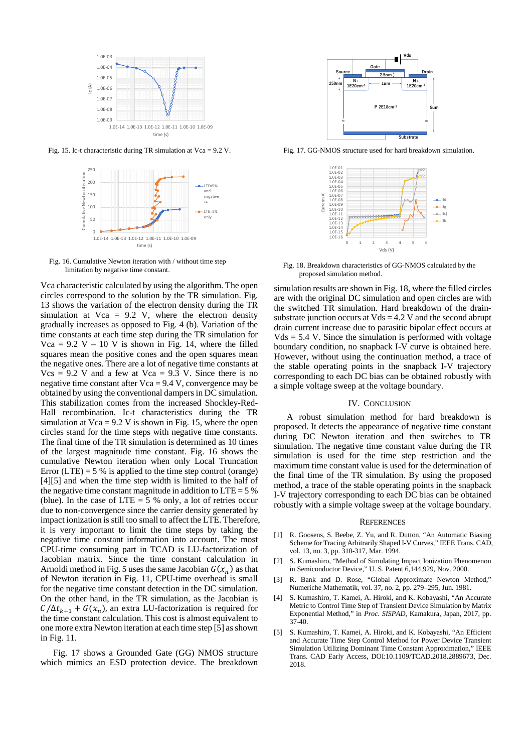1.0E-03
1.0E-04
1.0E-05
1.0E-06
1.0E-07
1.0E-08
1.0E-09
Ic (A)
1.0E-14 1.0E-13 1.0E-12 1.0E-11 1.0E-10 1.0E-09
time (s)

Fig. 15. Ic-t characteristic during TR simulation at Vca = 9.2 V.

250
200
150
100
50
0
Cumulative Newton iteration
1.0E-14 1.0E-13 1.0E-12 1.0E-11 1.0E-10 1.0E-09
time (s)
LTE=5% and negative τc
LTE=5% only

Fig. 16. Cumulative Newton iteration with / without time step limitation by negative time constant.

Vca characteristic calculated by using the algorithm. The open circles correspond to the solution by the TR simulation. Fig. 13 shows the variation of the electron density during the TR simulation at Vca = 9.2 V, where the electron density gradually increases as opposed to Fig. 4 (b). Variation of the time constants at each time step during the TR simulation for Vca = 9.2 V – 10 V is shown in Fig. 14, where the filled squares mean the positive cones and the open squares mean the negative ones. There are a lot of negative time constants at Vcs = 9.2 V and a few at Vca = 9.3 V. Since there is no negative time constant after Vca = 9.4 V, convergence may be obtained by using the conventional dampers in DC simulation. This stabilization comes from the increased Shockley-Red-Hall recombination. Ic-t characteristics during the TR simulation at Vca = 9.2 V is shown in Fig. 15, where the open circles stand for the time steps with negative time constants. The final time of the TR simulation is determined as 10 times of the largest magnitude time constant. Fig. 16 shows the cumulative Newton iteration when only Local Truncation Error (LTE) = 5 % is applied to the time step control (orange) [4][5] and when the time step width is limited to the half of the negative time constant magnitude in addition to LTE = 5 % (blue). In the case of LTE = 5 % only, a lot of retries occur due to non-convergence since the carrier density generated by impact ionization is still too small to affect the LTE. Therefore, it is very important to limit the time steps by taking the negative time constant information into account. The most CPU-time consuming part in TCAD is LU-factorization of Jacobian matrix. Since the time constant calculation in Arnoldi method in Fig. 5 uses the same Jacobian $G(x_n)$ as that of Newton iteration in Fig. 11, CPU-time overhead is small for the negative time constant detection in the DC simulation. On the other hand, in the TR simulation, as the Jacobian is $C/\Delta t_{k+1} + G(x_n)$, an extra LU-factorization is required for the time constant calculation. This cost is almost equivalent to one more extra Newton iteration at each time step [5] as shown in Fig. 11.

Fig. 17 shows a Grounded Gate (GG) NMOS structure which mimics an ESD protection device. The breakdown

Vds
Gate
Source
Drain
2.5nm
250nm
N+ 1E20cm-3
1um
N+ 1E20cm-3
P 2E18cm-3
5um
Substrate

Fig. 17. GG-NMOS structure used for hard breakdown simulation.

1.0E-01
1.0E-02
1.0E-03
1.0E-04
1.0E-05
1.0E-06
1.0E-07
1.0E-08
1.0E-09
1.0E-10
1.0E-11
1.0E-12
1.0E-13
1.0E-14
1.0E-15
1.0E-16
Current (A)
0 1 2 3 4 5 6
Vds (V)
|Id|
|Ig|
|Is|
|Ib|

Fig. 18. Breakdown characteristics of GG-NMOS calculated by the proposed simulation method.

simulation results are shown in Fig. 18, where the filled circles are with the original DC simulation and open circles are with the switched TR simulation. Hard breakdown of the drain-substrate junction occurs at Vds = 4.2 V and the second abrupt drain current increase due to parasitic bipolar effect occurs at Vds = 5.4 V. Since the simulation is performed with voltage boundary condition, no snapback I-V curve is obtained here. However, without using the continuation method, a trace of the stable operating points in the snapback I-V trajectory corresponding to each DC bias can be obtained robustly with a simple voltage sweep at the voltage boundary.

## IV. Conclusion

A robust simulation method for hard breakdown is proposed. It detects the appearance of negative time constant during DC Newton iteration and then switches to TR simulation. The negative time constant value during the TR simulation is used for the time step restriction and the maximum time constant value is used for the determination of the final time of the TR simulation. By using the proposed method, a trace of the stable operating points in the snapback I-V trajectory corresponding to each DC bias can be obtained robustly with a simple voltage sweep at the voltage boundary.

## References

[1] R. Goosens, S. Beebe, Z. Yu, and R. Dutton, "An Automatic Biasing Scheme for Tracing Arbitrarily Shaped I-V Curves," IEEE Trans. CAD, vol. 13, no. 3, pp. 310-317, Mar. 1994.

[2] S. Kumashiro, "Method of Simulating Impact Ionization Phenomenon in Semiconductor Device," U. S. Patent 6,144,929, Nov. 2000.

[3] R. Bank and D. Rose, "Global Approximate Newton Method," Numeriche Mathematik, vol. 37, no. 2, pp. 279–295, Jun. 1981.

[4] S. Kumashiro, T. Kamei, A. Hiroki, and K. Kobayashi, "An Accurate Metric to Control Time Step of Transient Device Simulation by Matrix Exponential Method," in *Proc. SISPAD*, Kamakura, Japan, 2017, pp. 37-40.

[5] S. Kumashiro, T. Kamei, A. Hiroki, and K. Kobayashi, "An Efficient and Accurate Time Step Control Method for Power Device Transient Simulation Utilizing Dominant Time Constant Approximation," IEEE Trans. CAD Early Access, DOI:10.1109/TCAD.2018.2889673, Dec. 2018.